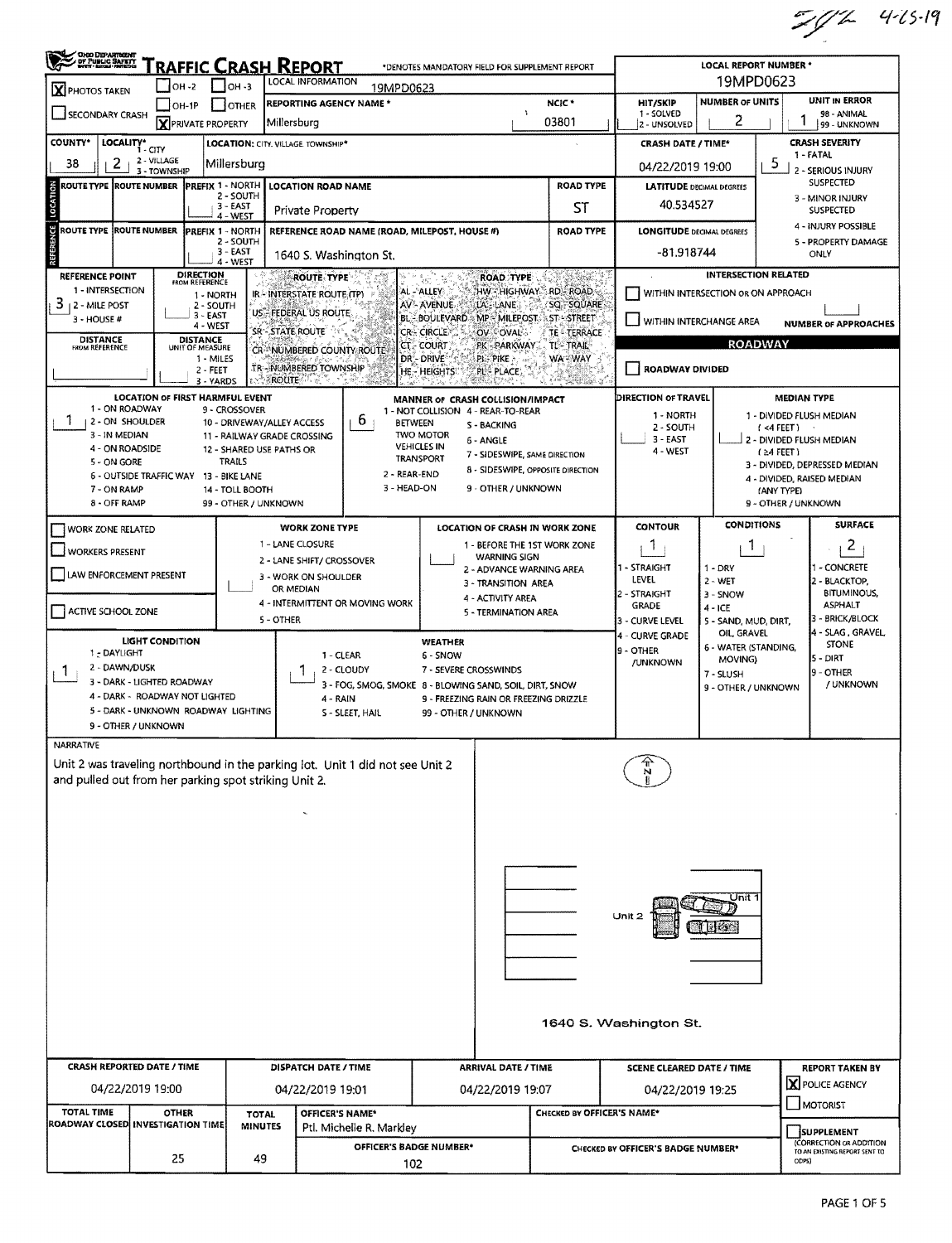SDZ 4-25-19

# TRAFFIC CRASH REPORT

OHIO DEPARTMENT OF PUBLIC SAFETY

*DENOTES MANDATORY FIELD FOR SUPPLEMENT REPORT

| | |
|---|---|
| LOCAL REPORT NUMBER * | 19MPD0623 |
| LOCAL INFORMATION | 19MPD0623 |
| [X] PHOTOS TAKEN | [ ] OH-2 [ ] OH-3 [ ] OH-1P [ ] OTHER |
| [ ] SECONDARY CRASH | [X] PRIVATE PROPERTY |
| REPORTING AGENCY NAME * | Millersburg |
| NCIC * | 03801 |
| HIT/SKIP (1 - SOLVED, 2 - UNSOLVED) | |
| NUMBER OF UNITS | 2 |
| UNIT IN ERROR (98 - ANIMAL, 99 - UNKNOWN) | 1 |
| COUNTY* | 38 |
| LOCALITY* (1 - CITY, 2 - VILLAGE, 3 - TOWNSHIP) | 2 |
| LOCATION: CITY, VILLAGE, TOWNSHIP* | Millersburg |
| CRASH DATE / TIME* | 04/22/2019 19:00 |
| CRASH SEVERITY (1 - FATAL, 2 - SERIOUS INJURY SUSPECTED, 3 - MINOR INJURY SUSPECTED, 4 - INJURY POSSIBLE, 5 - PROPERTY DAMAGE ONLY) | 5 |

## LOCATION

| ROUTE TYPE | ROUTE NUMBER | PREFIX (1 - NORTH, 2 - SOUTH, 3 - EAST, 4 - WEST) | LOCATION ROAD NAME | ROAD TYPE | LATITUDE DECIMAL DEGREES |
|---|---|---|---|---|---|
| | | | Private Property | ST | 40.534527 |

## REFERENCE

| ROUTE TYPE | ROUTE NUMBER | PREFIX | REFERENCE ROAD NAME (ROAD, MILEPOST, HOUSE #) | ROAD TYPE | LONGITUDE DECIMAL DEGREES |
|---|---|---|---|---|---|
| | | | 1640 S. Washington St. | | -81.918744 |

REFERENCE POINT (1 - INTERSECTION, 2 - MILE POST, 3 - HOUSE #): 3

DIRECTION FROM REFERENCE: 1 - NORTH, 2 - SOUTH, 3 - EAST, 4 - WEST

DISTANCE FROM REFERENCE:

DISTANCE UNIT OF MEASURE: 1 - MILES, 2 - FEET, 3 - YARDS

ROUTE TYPE: IR - INTERSTATE ROUTE (TP), US - FEDERAL US ROUTE, SR - STATE ROUTE, CR - NUMBERED COUNTY ROUTE, TR - NUMBERED TOWNSHIP ROUTE

ROAD TYPE: AL - ALLEY, AV - AVENUE, BL - BOULEVARD, CR - CIRCLE, CT - COURT, DR - DRIVE, HE - HEIGHTS, HW - HIGHWAY, LA - LANE, MP - MILEPOST, OV - OVAL, PK - PARKWAY, PI - PIKE, PL - PLACE, RD - ROAD, SQ - SQUARE, ST - STREET, TE - TERRACE, TL - TRAIL, WA - WAY

INTERSECTION RELATED
[ ] WITHIN INTERSECTION OR ON APPROACH
[ ] WITHIN INTERCHANGE AREA
NUMBER OF APPROACHES:

## ROADWAY

[ ] ROADWAY DIVIDED

LOCATION OF FIRST HARMFUL EVENT: 1
1 - ON ROADWAY, 2 - ON SHOULDER, 3 - IN MEDIAN, 4 - ON ROADSIDE, 5 - ON GORE, 6 - OUTSIDE TRAFFIC WAY, 7 - ON RAMP, 8 - OFF RAMP, 9 - CROSSOVER, 10 - DRIVEWAY/ALLEY ACCESS, 11 - RAILWAY GRADE CROSSING, 12 - SHARED USE PATHS OR TRAILS, 13 - BIKE LANE, 14 - TOLL BOOTH, 99 - OTHER / UNKNOWN

MANNER OF CRASH COLLISION/IMPACT: 6
1 - NOT COLLISION BETWEEN TWO MOTOR VEHICLES IN TRANSPORT, 2 - REAR-END, 3 - HEAD-ON, 4 - REAR-TO-REAR, 5 - BACKING, 6 - ANGLE, 7 - SIDESWIPE, SAME DIRECTION, 8 - SIDESWIPE, OPPOSITE DIRECTION, 9 - OTHER / UNKNOWN

DIRECTION OF TRAVEL: 1 - NORTH, 2 - SOUTH, 3 - EAST, 4 - WEST

MEDIAN TYPE: 1 - DIVIDED FLUSH MEDIAN (<4 FEET), 2 - DIVIDED FLUSH MEDIAN (≥4 FEET), 3 - DIVIDED, DEPRESSED MEDIAN, 4 - DIVIDED, RAISED MEDIAN (ANY TYPE), 9 - OTHER / UNKNOWN

[ ] WORK ZONE RELATED
[ ] WORKERS PRESENT
[ ] LAW ENFORCEMENT PRESENT
[ ] ACTIVE SCHOOL ZONE

WORK ZONE TYPE: 1 - LANE CLOSURE, 2 - LANE SHIFT/ CROSSOVER, 3 - WORK ON SHOULDER OR MEDIAN, 4 - INTERMITTENT OR MOVING WORK, 5 - OTHER

LOCATION OF CRASH IN WORK ZONE: 1 - BEFORE THE 1ST WORK ZONE WARNING SIGN, 2 - ADVANCE WARNING AREA, 3 - TRANSITION AREA, 4 - ACTIVITY AREA, 5 - TERMINATION AREA

CONTOUR: 1
1 - STRAIGHT LEVEL, 2 - STRAIGHT GRADE, 3 - CURVE LEVEL, 4 - CURVE GRADE, 9 - OTHER /UNKNOWN

CONDITIONS: 1
1 - DRY, 2 - WET, 3 - SNOW, 4 - ICE, 5 - SAND, MUD, DIRT, OIL, GRAVEL, 6 - WATER (STANDING, MOVING), 7 - SLUSH, 9 - OTHER / UNKNOWN

SURFACE: 2
1 - CONCRETE, 2 - BLACKTOP, BITUMINOUS, ASPHALT, 3 - BRICK/BLOCK, 4 - SLAG, GRAVEL, STONE, 5 - DIRT, 9 - OTHER / UNKNOWN

LIGHT CONDITION: 1
1 - DAYLIGHT, 2 - DAWN/DUSK, 3 - DARK - LIGHTED ROADWAY, 4 - DARK - ROADWAY NOT LIGHTED, 5 - DARK - UNKNOWN ROADWAY LIGHTING, 9 - OTHER / UNKNOWN

WEATHER: 1
1 - CLEAR, 2 - CLOUDY, 3 - FOG, SMOG, SMOKE, 4 - RAIN, 5 - SLEET, HAIL, 6 - SNOW, 7 - SEVERE CROSSWINDS, 8 - BLOWING SAND, SOIL, DIRT, SNOW, 9 - FREEZING RAIN OR FREEZING DRIZZLE, 99 - OTHER / UNKNOWN

## NARRATIVE

Unit 2 was traveling northbound in the parking lot. Unit 1 did not see Unit 2 and pulled out from her parking spot striking Unit 2.

Diagram labels: N, Unit 1, Unit 2, 1640 S. Washington St.

| CRASH REPORTED DATE / TIME | DISPATCH DATE / TIME | ARRIVAL DATE / TIME | SCENE CLEARED DATE / TIME | REPORT TAKEN BY |
|---|---|---|---|---|
| 04/22/2019 19:00 | 04/22/2019 19:01 | 04/22/2019 19:07 | 04/22/2019 19:25 | [X] POLICE AGENCY [ ] MOTORIST |

| TOTAL TIME ROADWAY CLOSED | OTHER INVESTIGATION TIME | TOTAL MINUTES | OFFICER'S NAME* | CHECKED BY OFFICER'S NAME* | [ ] SUPPLEMENT (CORRECTION OR ADDITION TO AN EXISTING REPORT SENT TO ODPS) |
|---|---|---|---|---|---|
| | 25 | 49 | Ptl. Michelle R. Markley | | |
| | | | OFFICER'S BADGE NUMBER*: 102 | CHECKED BY OFFICER'S BADGE NUMBER* | |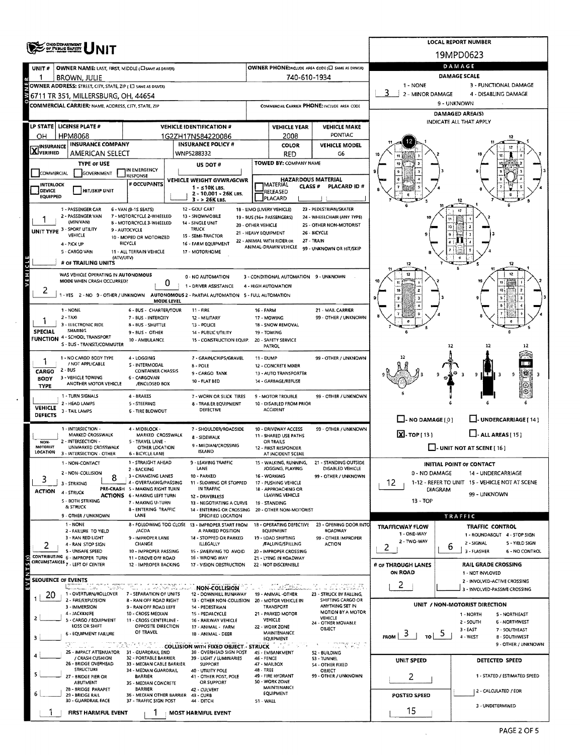# OHIO DEPARTMENT OF PUBLIC SAFETY UNIT

**LOCAL REPORT NUMBER:** 19MPD0623

## OWNER

| UNIT # | OWNER NAME: LAST, FIRST, MIDDLE (☐ SAME AS DRIVER) | OWNER PHONE: INCLUDE AREA CODE (☐ SAME AS DRIVER) |
|---|---|---|
| 1 | BROWN, JULIE | 740-610-1934 |

**OWNER ADDRESS:** STREET, CITY, STATE, ZIP (☐ SAME AS DRIVER)
6711 TR 351, MILLERSBURG, OH, 44654

**COMMERCIAL CARRIER:** NAME, ADDRESS, CITY, STATE, ZIP

**COMMERCIAL CARRIER PHONE:** INCLUDE AREA CODE

## VEHICLE

| LP STATE | LICENSE PLATE # | VEHICLE IDENTIFICATION # | VEHICLE YEAR | VEHICLE MAKE |
|---|---|---|---|---|
| OH | HPM8068 | 1G2ZH17N584220086 | 2008 | PONTIAC |

| INSURANCE | INSURANCE COMPANY | INSURANCE POLICY # | COLOR | VEHICLE MODEL |
|---|---|---|---|---|
| ☒ VERIFIED | AMERICAN SELECT | WNP5288332 | RED | G6 |

**TYPE OF USE:** ☐ COMMERCIAL ☐ GOVERNMENT ☐ IN EMERGENCY RESPONSE

**US DOT #:**

**TOWED BY:** COMPANY NAME

☐ INTERLOCK DEVICE EQUIPPED ☐ HIT/SKIP UNIT

**# OCCUPANTS:**

**VEHICLE WEIGHT GVWR/GCWR:** 1 - ≤10K LBS. 2 - 10,001 - 26K LBS. 3 - > 26K LBS.

**HAZARDOUS MATERIAL:** ☐ MATERIAL RELEASED ☐ PLACARD — CLASS # — PLACARD ID #

**UNIT TYPE:** 1
1 - PASSENGER CAR, 2 - PASSENGER VAN (MINIVAN), 3 - SPORT UTILITY VEHICLE, 4 - PICK UP, 5 - CARGO VAN, 6 - VAN (9-15 SEATS), 7 - MOTORCYCLE 2-WHEELED, 8 - MOTORCYCLE 3-WHEELED, 9 - AUTOCYCLE, 10 - MOPED OR MOTORIZED BICYCLE, 11 - ALL TERRAIN VEHICLE (ATV/UTV), 12 - GOLF CART, 13 - SNOWMOBILE, 14 - SINGLE UNIT TRUCK, 15 - SEMI-TRACTOR, 16 - FARM EQUIPMENT, 17 - MOTORHOME, 18 - LIMO (LIVERY VEHICLE), 19 - BUS (16+ PASSENGERS), 20 - OTHER VEHICLE, 21 - HEAVY EQUIPMENT, 22 - ANIMAL WITH RIDER OR ANIMAL-DRAWN VEHICLE, 23 - PEDESTRIAN/SKATER, 24 - WHEELCHAIR (ANY TYPE), 25 - OTHER NON-MOTORIST, 26 - BICYCLE, 27 - TRAIN, 99 - UNKNOWN OR HIT/SKIP

**# OF TRAILING UNITS:**

**WAS VEHICLE OPERATING IN AUTONOMOUS MODE WHEN CRASH OCCURRED?** 2
1 - YES 2 - NO 9 - OTHER / UNKNOWN

**AUTONOMOUS MODE LEVEL:** 0
0 - NO AUTOMATION, 1 - DRIVER ASSISTANCE, 2 - PARTIAL AUTOMATION, 3 - CONDITIONAL AUTOMATION, 4 - HIGH AUTOMATION, 5 - FULL AUTOMATION, 9 - UNKNOWN

**SPECIAL FUNCTION:** 1
1 - NONE, 2 - TAXI, 3 - ELECTRONIC RIDE SHARING, 4 - SCHOOL TRANSPORT, 5 - BUS - TRANSIT/COMMUTER, 6 - BUS - CHARTER/TOUR, 7 - BUS - INTERCITY, 8 - BUS - SHUTTLE, 9 - BUS - OTHER, 10 - AMBULANCE, 11 - FIRE, 12 - MILITARY, 13 - POLICE, 14 - PUBLIC UTILITY, 15 - CONSTRUCTION EQUIP., 16 - FARM, 17 - MOWING, 18 - SNOW REMOVAL, 19 - TOWING, 20 - SAFETY SERVICE PATROL, 21 - MAIL CARRIER, 99 - OTHER / UNKNOWN

**CARGO BODY TYPE:** 1
1 - NO CARGO BODY TYPE / NOT APPLICABLE, 2 - BUS, 3 - VEHICLE TOWING ANOTHER MOTOR VEHICLE, 4 - LOGGING, 5 - INTERMODAL CONTAINER CHASSIS, 6 - CARGOVAN /ENCLOSED BOX, 7 - GRAIN/CHIPS/GRAVEL, 8 - POLE, 9 - CARGO TANK, 10 - FLAT BED, 11 - DUMP, 12 - CONCRETE MIXER, 13 - AUTO TRANSPORTER, 14 - GARBAGE/REFUSE, 99 - OTHER / UNKNOWN

**VEHICLE DEFECTS:**
1 - TURN SIGNALS, 2 - HEAD LAMPS, 3 - TAIL LAMPS, 4 - BRAKES, 5 - STEERING, 6 - TIRE BLOWOUT, 7 - WORN OR SLICK TIRES, 8 - TRAILER EQUIPMENT DEFECTIVE, 9 - MOTOR TROUBLE, 10 - DISABLED FROM PRIOR ACCIDENT, 99 - OTHER / UNKNOWN

**NON-MOTORIST LOCATION:**
1 - INTERSECTION - MARKED CROSSWALK, 2 - INTERSECTION - UNMARKED CROSSWALK, 3 - INTERSECTION - OTHER, 4 - MIDBLOCK - MARKED CROSSWALK, 5 - TRAVEL LANE - OTHER LOCATION, 6 - BICYCLE LANE, 7 - SHOULDER/ROADSIDE, 8 - SIDEWALK, 9 - MEDIAN/CROSSING ISLAND, 10 - DRIVEWAY ACCESS, 11 - SHARED USE PATHS OR TRAILS, 12 - FIRST RESPONDER AT INCIDENT SCENE, 99 - OTHER / UNKNOWN

**ACTION:** 3
1 - NON-CONTACT, 2 - NON-COLLISION, 3 - STRIKING, 4 - STRUCK, 5 - BOTH STRIKING & STRUCK, 9 - OTHER / UNKNOWN

**PRE-CRASH ACTIONS:** 8
1 - STRAIGHT AHEAD, 2 - BACKING, 3 - CHANGING LANES, 4 - OVERTAKING/PASSING, 5 - MAKING RIGHT TURN, 6 - MAKING LEFT TURN, 7 - MAKING U-TURN, 8 - ENTERING TRAFFIC LANE, 9 - LEAVING TRAFFIC LANE, 10 - PARKED, 11 - SLOWING OR STOPPED IN TRAFFIC, 12 - DRIVERLESS, 13 - NEGOTIATING A CURVE, 14 - ENTERING OR CROSSING SPECIFIED LOCATION, 15 - WALKING, RUNNING, JOGGING, PLAYING, 16 - WORKING, 17 - PUSHING VEHICLE, 18 - APPROACHING OR LEAVING VEHICLE, 19 - STANDING, 20 - OTHER NON-MOTORIST, 21 - STANDING OUTSIDE DISABLED VEHICLE, 99 - OTHER / UNKNOWN

**CONTRIBUTING CIRCUMSTANCES:** 2
1 - NONE, 2 - FAILURE TO YIELD, 3 - RAN RED LIGHT, 4 - RAN STOP SIGN, 5 - UNSAFE SPEED, 6 - IMPROPER TURN, 7 - LEFT OF CENTER, 8 - FOLLOWING TOO CLOSE /ACDA, 9 - IMPROPER LANE CHANGE, 10 - IMPROPER PASSING, 11 - DROVE OFF ROAD, 12 - IMPROPER BACKING, 13 - IMPROPER START FROM A PARKED POSITION, 14 - STOPPED OR PARKED ILLEGALLY, 15 - SWERVING TO AVOID, 16 - WRONG WAY, 17 - VISION OBSTRUCTION, 18 - OPERATING DEFECTIVE EQUIPMENT, 19 - LOAD SHIFTING /FALLING/SPILLING, 20 - IMPROPER CROSSING, 21 - LYING IN ROADWAY, 22 - NOT DISCERNIBLE, 23 - OPENING DOOR INTO ROADWAY, 99 - OTHER IMPROPER ACTION

## EVENTS

**SEQUENCE OF EVENTS**

1. 20
2.
3.
4.
5.
6.

**NON-COLLISION:** 1 - OVERTURN/ROLLOVER, 2 - FIRE/EXPLOSION, 3 - IMMERSION, 4 - JACKKNIFE, 5 - CARGO / EQUIPMENT LOSS OR SHIFT, 6 - EQUIPMENT FAILURE, 7 - SEPARATION OF UNITS, 8 - RAN OFF ROAD RIGHT, 9 - RAN OFF ROAD LEFT, 10 - CROSS MEDIAN, 11 - CROSS CENTERLINE - OPPOSITE DIRECTION OF TRAVEL, 12 - DOWNHILL RUNAWAY, 13 - OTHER NON-COLLISION, 14 - PEDESTRIAN, 15 - PEDALCYCLE, 16 - RAILWAY VEHICLE, 17 - ANIMAL - FARM, 18 - ANIMAL - DEER, 19 - ANIMAL -OTHER, 20 - MOTOR VEHICLE IN TRANSPORT, 21 - PARKED MOTOR VEHICLE, 22 - WORK ZONE MAINTENANCE EQUIPMENT, 23 - STRUCK BY FALLING, SHIFTING CARGO OR ANYTHING SET IN MOTION BY A MOTOR VEHICLE, 24 - OTHER MOVABLE OBJECT

**COLLISION WITH FIXED OBJECT - STRUCK:** 25 - IMPACT ATTENUATOR / CRASH CUSHION, 26 - BRIDGE OVERHEAD STRUCTURE, 27 - BRIDGE PIER OR ABUTMENT, 28 - BRIDGE PARAPET, 29 - BRIDGE RAIL, 30 - GUARDRAIL FACE, 31 - GUARDRAIL END, 32 - PORTABLE BARRIER, 33 - MEDIAN CABLE BARRIER, 34 - MEDIAN GUARDRAIL BARRIER, 35 - MEDIAN CONCRETE BARRIER, 36 - MEDIAN OTHER BARRIER, 37 - TRAFFIC SIGN POST, 38 - OVERHEAD SIGN POST, 39 - LIGHT / LUMINARIES SUPPORT, 40 - UTILITY POLE, 41 - OTHER POST, POLE OR SUPPORT, 42 - CULVERT, 43 - CURB, 44 - DITCH, 45 - EMBANKMENT, 46 - FENCE, 47 - MAILBOX, 48 - TREE, 49 - FIRE HYDRANT, 50 - WORK ZONE MAINTENANCE EQUIPMENT, 51 - WALL, 52 - BUILDING, 53 - TUNNEL, 54 - OTHER FIXED OBJECT, 99 - OTHER / UNKNOWN

**FIRST HARMFUL EVENT:** 1 **MOST HARMFUL EVENT:** 1

## DAMAGE

**DAMAGE SCALE:** 3
1 - NONE, 2 - MINOR DAMAGE, 3 - FUNCTIONAL DAMAGE, 4 - DISABLING DAMAGE, 9 - UNKNOWN

**DAMAGED AREA(S)** — INDICATE ALL THAT APPLY: 12

☐ - NO DAMAGE [0] ☐ - UNDERCARRIAGE [14]
☒ - TOP [13] ☐ - ALL AREAS [15]
☐ - UNIT NOT AT SCENE [16]

**INITIAL POINT OF CONTACT:** 12
0 - NO DAMAGE, 1-12 - REFER TO UNIT DIAGRAM, 13 - TOP, 14 - UNDERCARRIAGE, 15 - VEHICLE NOT AT SCENE, 99 - UNKNOWN

## TRAFFIC

**TRAFFICWAY FLOW:** 2
1 - ONE-WAY, 2 - TWO-WAY

**TRAFFIC CONTROL:** 6
1 - ROUNDABOUT, 2 - SIGNAL, 3 - FLASHER, 4 - STOP SIGN, 5 - YIELD SIGN, 6 - NO CONTROL

**# OF THROUGH LANES ON ROAD:** 2

**RAIL GRADE CROSSING:**
1 - NOT INVLOVED, 2 - INVOLVED-ACTIVE CROSSING, 3 - INVOLVED-PASSIVE CROSSING

**UNIT / NON-MOTORIST DIRECTION:** FROM 3 TO 5
1 - NORTH, 2 - SOUTH, 3 - EAST, 4 - WEST, 5 - NORTHEAST, 6 - NORTHWEST, 7 - SOUTHEAST, 8 - SOUTHWEST, 9 - OTHER / UNKNOWN

**UNIT SPEED:** 2

**POSTED SPEED:** 15

**DETECTED SPEED:**
1 - STATED / ESTIMATED SPEED, 2 - CALCULATED / EDR, 3 - UNDETERMINED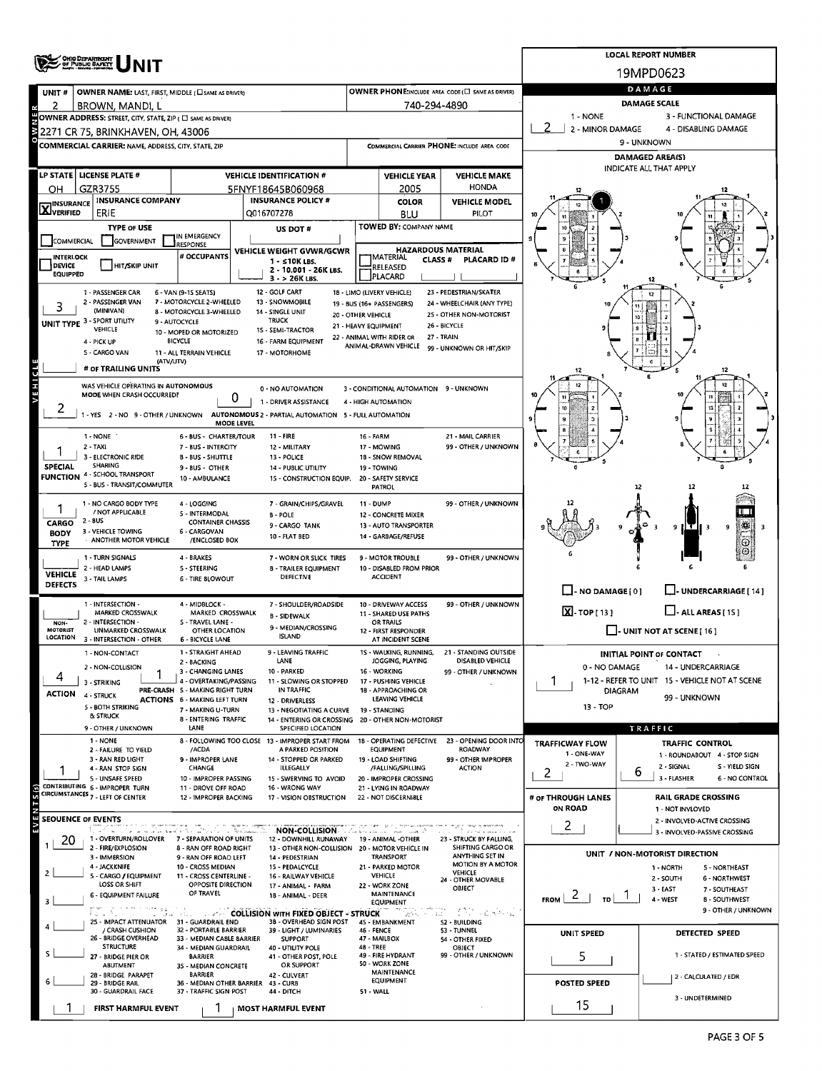# OHIO DEPARTMENT OF PUBLIC SAFETY UNIT

**LOCAL REPORT NUMBER:** 19MPD0623

| UNIT # | OWNER NAME: LAST, FIRST, MIDDLE (☐ SAME AS DRIVER) | OWNER PHONE: INCLUDE AREA CODE (☐ SAME AS DRIVER) |
|---|---|---|
| 2 | BROWN, MANDI, L | 740-294-4890 |

**OWNER ADDRESS:** STREET, CITY, STATE, ZIP (☐ SAME AS DRIVER)
2271 CR 75, BRINKHAVEN, OH, 43006

**COMMERCIAL CARRIER:** NAME, ADDRESS, CITY, STATE, ZIP

**COMMERCIAL CARRIER PHONE:** INCLUDE AREA CODE

| LP STATE | LICENSE PLATE # | VEHICLE IDENTIFICATION # | VEHICLE YEAR | VEHICLE MAKE |
|---|---|---|---|---|
| OH | GZR3755 | 5FNYF18645B060968 | 2005 | HONDA |

| INSURANCE | INSURANCE COMPANY | INSURANCE POLICY # | COLOR | VEHICLE MODEL |
|---|---|---|---|---|
| [X] VERIFIED | ERIE | Q016707278 | BLU | PILOT |

**TYPE OF USE:** ☐ COMMERCIAL ☐ GOVERNMENT ☐ IN EMERGENCY RESPONSE

**US DOT #**

**TOWED BY:** COMPANY NAME

☐ INTERLOCK DEVICE EQUIPPED ☐ HIT/SKIP UNIT

**# OCCUPANTS**

**VEHICLE WEIGHT GVWR/GCWR:** 1 - ≤10K LBS. 2 - 10.001 - 26K LBS. 3 - > 26K LBS.

**HAZARDOUS MATERIAL:** ☐ MATERIAL RELEASED ☐ PLACARD CLASS # PLACARD ID #

**UNIT TYPE:** 3
1 - PASSENGER CAR, 2 - PASSENGER VAN (MINIVAN), 3 - SPORT UTILITY VEHICLE, 4 - PICK UP, 5 - CARGO VAN, 6 - VAN (9-15 SEATS), 7 - MOTORCYCLE 2-WHEELED, 8 - MOTORCYCLE 3-WHEELED, 9 - AUTOCYCLE, 10 - MOPED OR MOTORIZED BICYCLE, 11 - ALL TERRAIN VEHICLE (ATV/UTV), 12 - GOLF CART, 13 - SNOWMOBILE, 14 - SINGLE UNIT TRUCK, 15 - SEMI-TRACTOR, 16 - FARM EQUIPMENT, 17 - MOTORHOME, 18 - LIMO (LIVERY VEHICLE), 19 - BUS (16+ PASSENGERS), 20 - OTHER VEHICLE, 21 - HEAVY EQUIPMENT, 22 - ANIMAL WITH RIDER OR ANIMAL-DRAWN VEHICLE, 23 - PEDESTRIAN/SKATER, 24 - WHEELCHAIR (ANY TYPE), 25 - OTHER NON-MOTORIST, 26 - BICYCLE, 27 - TRAIN, 99 - UNKNOWN OR HIT/SKIP

**# OF TRAILING UNITS**

**WAS VEHICLE OPERATING IN AUTONOMOUS MODE WHEN CRASH OCCURRED?** 2
1 - YES 2 - NO 9 - OTHER / UNKNOWN

**AUTONOMOUS MODE LEVEL:** 0
0 - NO AUTOMATION, 1 - DRIVER ASSISTANCE, 2 - PARTIAL AUTOMATION, 3 - CONDITIONAL AUTOMATION, 4 - HIGH AUTOMATION, 5 - FULL AUTOMATION, 9 - UNKNOWN

**SPECIAL FUNCTION:** 1
1 - NONE, 2 - TAXI, 3 - ELECTRONIC RIDE SHARING, 4 - SCHOOL TRANSPORT, 5 - BUS - TRANSIT/COMMUTER, 6 - BUS - CHARTER/TOUR, 7 - BUS - INTERCITY, 8 - BUS - SHUTTLE, 9 - BUS - OTHER, 10 - AMBULANCE, 11 - FIRE, 12 - MILITARY, 13 - POLICE, 14 - PUBLIC UTILITY, 15 - CONSTRUCTION EQUIP., 16 - FARM, 17 - MOWING, 18 - SNOW REMOVAL, 19 - TOWING, 20 - SAFETY SERVICE PATROL, 21 - MAIL CARRIER, 99 - OTHER / UNKNOWN

**CARGO BODY TYPE:** 1
1 - NO CARGO BODY TYPE / NOT APPLICABLE, 2 - BUS, 3 - VEHICLE TOWING ANOTHER MOTOR VEHICLE, 4 - LOGGING, 5 - INTERMODAL CONTAINER CHASSIS, 6 - CARGOVAN /ENCLOSED BOX, 7 - GRAIN/CHIPS/GRAVEL, 8 - POLE, 9 - CARGO TANK, 10 - FLAT BED, 11 - DUMP, 12 - CONCRETE MIXER, 13 - AUTO TRANSPORTER, 14 - GARBAGE/REFUSE, 99 - OTHER / UNKNOWN

**VEHICLE DEFECTS:**
1 - TURN SIGNALS, 2 - HEAD LAMPS, 3 - TAIL LAMPS, 4 - BRAKES, 5 - STEERING, 6 - TIRE BLOWOUT, 7 - WORN OR SLICK TIRES, 8 - TRAILER EQUIPMENT DEFECTIVE, 9 - MOTOR TROUBLE, 10 - DISABLED FROM PRIOR ACCIDENT, 99 - OTHER / UNKNOWN

**NON-MOTORIST LOCATION:**
1 - INTERSECTION - MARKED CROSSWALK, 2 - INTERSECTION - UNMARKED CROSSWALK, 3 - INTERSECTION - OTHER, 4 - MIDBLOCK - MARKED CROSSWALK, 5 - TRAVEL LANE - OTHER LOCATION, 6 - BICYCLE LANE, 7 - SHOULDER/ROADSIDE, 8 - SIDEWALK, 9 - MEDIAN/CROSSING ISLAND, 10 - DRIVEWAY ACCESS, 11 - SHARED USE PATHS OR TRAILS, 12 - FIRST RESPONDER AT INCIDENT SCENE, 99 - OTHER / UNKNOWN

**ACTION:** 4
1 - NON-CONTACT, 2 - NON-COLLISION, 3 - STRIKING, 4 - STRUCK, 5 - BOTH STRIKING & STRUCK, 9 - OTHER / UNKNOWN

**PRE-CRASH ACTIONS:** 1
1 - STRAIGHT AHEAD, 2 - BACKING, 3 - CHANGING LANES, 4 - OVERTAKING/PASSING, 5 - MAKING RIGHT TURN, 6 - MAKING LEFT TURN, 7 - MAKING U-TURN, 8 - ENTERING TRAFFIC LANE, 9 - LEAVING TRAFFIC LANE, 10 - PARKED, 11 - SLOWING OR STOPPED IN TRAFFIC, 12 - DRIVERLESS, 13 - NEGOTIATING A CURVE, 14 - ENTERING OR CROSSING SPECIFIED LOCATION, 15 - WALKING, RUNNING, JOGGING, PLAYING, 16 - WORKING, 17 - PUSHING VEHICLE, 18 - APPROACHING OR LEAVING VEHICLE, 19 - STANDING, 20 - OTHER NON-MOTORIST, 21 - STANDING OUTSIDE DISABLED VEHICLE, 99 - OTHER / UNKNOWN

**CONTRIBUTING CIRCUMSTANCES:** 1
1 - NONE, 2 - FAILURE TO YIELD, 3 - RAN RED LIGHT, 4 - RAN STOP SIGN, 5 - UNSAFE SPEED, 6 - IMPROPER TURN, 7 - LEFT OF CENTER, 8 - FOLLOWING TOO CLOSE /ACDA, 9 - IMPROPER LANE CHANGE, 10 - IMPROPER PASSING, 11 - DROVE OFF ROAD, 12 - IMPROPER BACKING, 13 - IMPROPER START FROM A PARKED POSITION, 14 - STOPPED OR PARKED ILLEGALLY, 15 - SWERVING TO AVOID, 16 - WRONG WAY, 17 - VISION OBSTRUCTION, 18 - OPERATING DEFECTIVE EQUIPMENT, 19 - LOAD SHIFTING /FALLING/SPILLING, 20 - IMPROPER CROSSING, 21 - LYING IN ROADWAY, 22 - NOT DISCERNIBLE, 23 - OPENING DOOR INTO ROADWAY, 99 - OTHER IMPROPER ACTION

## SEQUENCE OF EVENTS

| # | Event |
|---|---|
| 1 | 20 |
| 2 | |
| 3 | |
| 4 | |
| 5 | |
| 6 | |

**NON-COLLISION:** 1 - OVERTURN/ROLLOVER, 2 - FIRE/EXPLOSION, 3 - IMMERSION, 4 - JACKKNIFE, 5 - CARGO / EQUIPMENT LOSS OR SHIFT, 6 - EQUIPMENT FAILURE, 7 - SEPARATION OF UNITS, 8 - RAN OFF ROAD RIGHT, 9 - RAN OFF ROAD LEFT, 10 - CROSS MEDIAN, 11 - CROSS CENTERLINE - OPPOSITE DIRECTION OF TRAVEL, 12 - DOWNHILL RUNAWAY, 13 - OTHER NON-COLLISION, 14 - PEDESTRIAN, 15 - PEDALCYCLE, 16 - RAILWAY VEHICLE, 17 - ANIMAL - FARM, 18 - ANIMAL - DEER, 19 - ANIMAL -OTHER, 20 - MOTOR VEHICLE IN TRANSPORT, 21 - PARKED MOTOR VEHICLE, 22 - WORK ZONE MAINTENANCE EQUIPMENT, 23 - STRUCK BY FALLING, SHIFTING CARGO OR ANYTHING SET IN MOTION BY A MOTOR VEHICLE, 24 - OTHER MOVABLE OBJECT

**COLLISION WITH FIXED OBJECT - STRUCK:** 25 - IMPACT ATTENUATOR / CRASH CUSHION, 26 - BRIDGE OVERHEAD STRUCTURE, 27 - BRIDGE PIER OR ABUTMENT, 28 - BRIDGE PARAPET, 29 - BRIDGE RAIL, 30 - GUARDRAIL FACE, 31 - GUARDRAIL END, 32 - PORTABLE BARRIER, 33 - MEDIAN CABLE BARRIER, 34 - MEDIAN GUARDRAIL BARRIER, 35 - MEDIAN CONCRETE BARRIER, 36 - MEDIAN OTHER BARRIER, 37 - TRAFFIC SIGN POST, 38 - OVERHEAD SIGN POST, 39 - LIGHT / LUMINARIES SUPPORT, 40 - UTILITY POLE, 41 - OTHER POST, POLE OR SUPPORT, 42 - CULVERT, 43 - CURB, 44 - DITCH, 45 - EMBANKMENT, 46 - FENCE, 47 - MAILBOX, 48 - TREE, 49 - FIRE HYDRANT, 50 - WORK ZONE MAINTENANCE EQUIPMENT, 51 - WALL, 52 - BUILDING, 53 - TUNNEL, 54 - OTHER FIXED OBJECT, 99 - OTHER / UNKNOWN

**FIRST HARMFUL EVENT:** 1 **MOST HARMFUL EVENT:** 1

## DAMAGE

**DAMAGE SCALE:** 2
1 - NONE, 2 - MINOR DAMAGE, 3 - FUNCTIONAL DAMAGE, 4 - DISABLING DAMAGE, 9 - UNKNOWN

**DAMAGED AREA(S)** INDICATE ALL THAT APPLY

☐ - NO DAMAGE [ 0 ] ☐ - UNDERCARRIAGE [ 14 ]
[X] - TOP [ 13 ] ☐ - ALL AREAS [ 15 ]
☐ - UNIT NOT AT SCENE [ 16 ]

**INITIAL POINT OF CONTACT:** 1
0 - NO DAMAGE, 1-12 - REFER TO UNIT DIAGRAM, 13 - TOP, 14 - UNDERCARRIAGE, 15 - VEHICLE NOT AT SCENE, 99 - UNKNOWN

## TRAFFIC

**TRAFFICWAY FLOW:** 2
1 - ONE-WAY, 2 - TWO-WAY

**TRAFFIC CONTROL:** 6
1 - ROUNDABOUT, 2 - SIGNAL, 3 - FLASHER, 4 - STOP SIGN, 5 - YIELD SIGN, 6 - NO CONTROL

**# OF THROUGH LANES ON ROAD:** 2

**RAIL GRADE CROSSING:**
1 - NOT INVLOVED, 2 - INVOLVED-ACTIVE CROSSING, 3 - INVOLVED-PASSIVE CROSSING

**UNIT / NON-MOTORIST DIRECTION:** FROM 2 TO 1
1 - NORTH, 2 - SOUTH, 3 - EAST, 4 - WEST, 5 - NORTHEAST, 6 - NORTHWEST, 7 - SOUTHEAST, 8 - SOUTHWEST, 9 - OTHER / UNKNOWN

**UNIT SPEED:** 5

**POSTED SPEED:** 15

**DETECTED SPEED:**
1 - STATED / ESTIMATED SPEED, 2 - CALCULATED / EDR, 3 - UNDETERMINED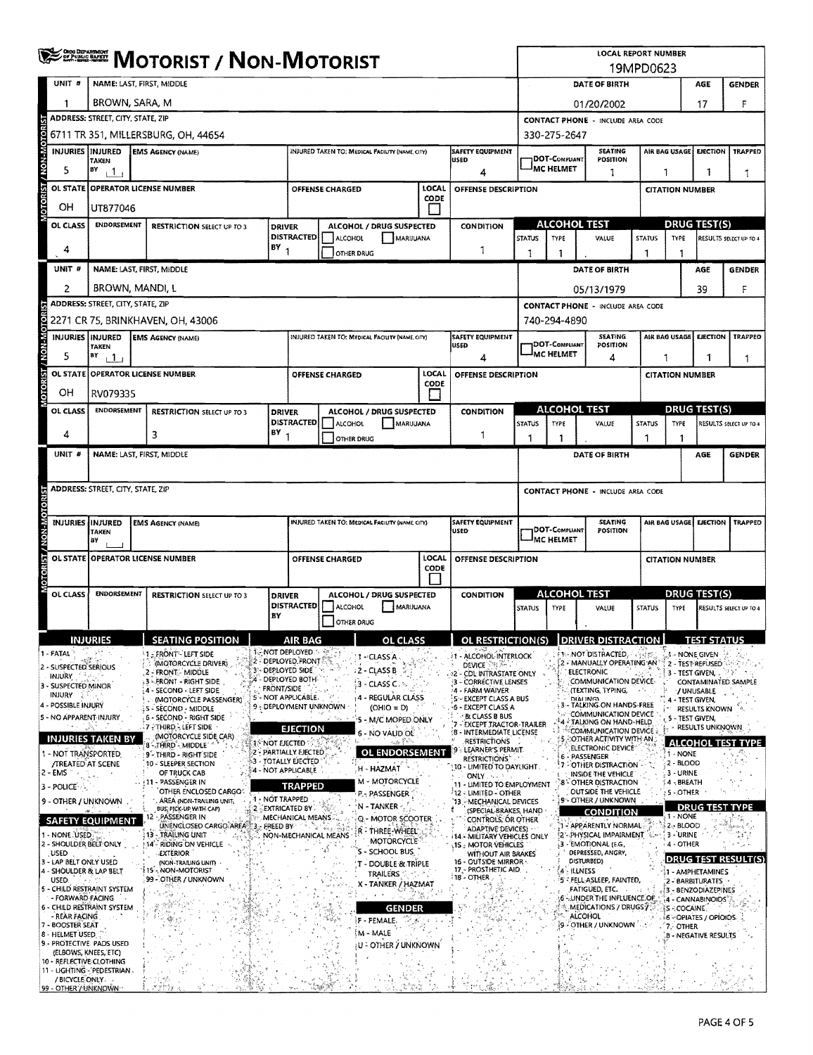# MOTORIST / NON-MOTORIST

LOCAL REPORT NUMBER: 19MPD0623

## Unit 1

| | |
|---|---|
| UNIT # | 1 |
| NAME: LAST, FIRST, MIDDLE | BROWN, SARA, M |
| DATE OF BIRTH | 01/20/2002 |
| AGE | 17 |
| GENDER | F |
| ADDRESS: STREET, CITY, STATE, ZIP | 6711 TR 351, MILLERSBURG, OH, 44654 |
| CONTACT PHONE - INCLUDE AREA CODE | 330-275-2647 |
| INJURIES | 5 |
| INJURED TAKEN BY | 1 |
| EMS AGENCY (NAME) | |
| INJURED TAKEN TO: MEDICAL FACILITY (NAME, CITY) | |
| SAFETY EQUIPMENT USED | 4 |
| DOT-COMPLIANT MC HELMET | |
| SEATING POSITION | 1 |
| AIR BAG USAGE | 1 |
| EJECTION | 1 |
| TRAPPED | 1 |
| OL STATE | OH |
| OPERATOR LICENSE NUMBER | UT877046 |
| OFFENSE CHARGED | |
| LOCAL CODE | |
| OFFENSE DESCRIPTION | |
| CITATION NUMBER | |
| OL CLASS | 4 |
| ENDORSEMENT | |
| RESTRICTION SELECT UP TO 3 | |
| DRIVER DISTRACTED BY | 1 |
| ALCOHOL / DRUG SUSPECTED | |
| CONDITION | 1 |
| ALCOHOL TEST STATUS | 1 |
| ALCOHOL TEST TYPE | 1 |
| ALCOHOL TEST VALUE | . |
| DRUG TEST(S) STATUS | 1 |
| DRUG TEST(S) TYPE | 1 |
| DRUG TEST(S) RESULTS SELECT UP TO 4 | |

## Unit 2

| | |
|---|---|
| UNIT # | 2 |
| NAME: LAST, FIRST, MIDDLE | BROWN, MANDI, L |
| DATE OF BIRTH | 05/13/1979 |
| AGE | 39 |
| GENDER | F |
| ADDRESS: STREET, CITY, STATE, ZIP | 2271 CR 75, BRINKHAVEN, OH, 43006 |
| CONTACT PHONE - INCLUDE AREA CODE | 740-294-4890 |
| INJURIES | 5 |
| INJURED TAKEN BY | 1 |
| EMS AGENCY (NAME) | |
| INJURED TAKEN TO: MEDICAL FACILITY (NAME, CITY) | |
| SAFETY EQUIPMENT USED | 4 |
| DOT-COMPLIANT MC HELMET | |
| SEATING POSITION | 4 |
| AIR BAG USAGE | 1 |
| EJECTION | 1 |
| TRAPPED | 1 |
| OL STATE | OH |
| OPERATOR LICENSE NUMBER | RV079335 |
| OFFENSE CHARGED | |
| LOCAL CODE | |
| OFFENSE DESCRIPTION | |
| CITATION NUMBER | |
| OL CLASS | 4 |
| ENDORSEMENT | |
| RESTRICTION SELECT UP TO 3 | 3 |
| DRIVER DISTRACTED BY | 1 |
| ALCOHOL / DRUG SUSPECTED | |
| CONDITION | 1 |
| ALCOHOL TEST STATUS | 1 |
| ALCOHOL TEST TYPE | 1 |
| ALCOHOL TEST VALUE | . |
| DRUG TEST(S) STATUS | 1 |
| DRUG TEST(S) TYPE | 1 |
| DRUG TEST(S) RESULTS SELECT UP TO 4 | |

## Unit (blank)

UNIT # | NAME: LAST, FIRST, MIDDLE | DATE OF BIRTH | AGE | GENDER
ADDRESS: STREET, CITY, STATE, ZIP | CONTACT PHONE - INCLUDE AREA CODE
INJURIES | INJURED TAKEN BY | EMS AGENCY (NAME) | INJURED TAKEN TO: MEDICAL FACILITY (NAME, CITY) | SAFETY EQUIPMENT USED | DOT-COMPLIANT MC HELMET | SEATING POSITION | AIR BAG USAGE | EJECTION | TRAPPED
OL STATE | OPERATOR LICENSE NUMBER | OFFENSE CHARGED | LOCAL CODE | OFFENSE DESCRIPTION | CITATION NUMBER
OL CLASS | ENDORSEMENT | RESTRICTION SELECT UP TO 3 | DRIVER DISTRACTED BY | ALCOHOL / DRUG SUSPECTED (ALCOHOL, MARIJUANA, OTHER DRUG) | CONDITION | ALCOHOL TEST (STATUS, TYPE, VALUE) | DRUG TEST(S) (STATUS, TYPE, RESULTS SELECT UP TO 4)

## Codes

**INJURIES**
1 - FATAL
2 - SUSPECTED SERIOUS INJURY
3 - SUSPECTED MINOR INJURY
4 - POSSIBLE INJURY
5 - NO APPARENT INJURY

**INJURIES TAKEN BY**
1 - NOT TRANSPORTED /TREATED AT SCENE
2 - EMS
3 - POLICE
9 - OTHER / UNKNOWN

**SAFETY EQUIPMENT**
1 - NONE USED
2 - SHOULDER BELT ONLY USED
3 - LAP BELT ONLY USED
4 - SHOULDER & LAP BELT USED
5 - CHILD RESTRAINT SYSTEM - FORWARD FACING
6 - CHILD RESTRAINT SYSTEM - REAR FACING
7 - BOOSTER SEAT
8 - HELMET USED
9 - PROTECTIVE PADS USED (ELBOWS, KNEES, ETC)
10 - REFLECTIVE CLOTHING
11 - LIGHTING - PEDESTRIAN / BICYCLE ONLY
99 - OTHER / UNKNOWN

**SEATING POSITION**
1 - FRONT - LEFT SIDE (MOTORCYCLE DRIVER)
2 - FRONT - MIDDLE
3 - FRONT - RIGHT SIDE
4 - SECOND - LEFT SIDE (MOTORCYCLE PASSENGER)
5 - SECOND - MIDDLE
6 - SECOND - RIGHT SIDE
7 - THIRD - LEFT SIDE (MOTORCYCLE SIDE CAR)
8 - THIRD - MIDDLE
9 - THIRD - RIGHT SIDE
10 - SLEEPER SECTION OF TRUCK CAB
11 - PASSENGER IN OTHER ENCLOSED CARGO AREA (NON-TRAILING UNIT, BUS, PICK-UP WITH CAP)
12 - PASSENGER IN UNENCLOSED CARGO AREA
13 - TRAILING UNIT
14 - RIDING ON VEHICLE EXTERIOR (NON-TRAILING UNIT)
15 - NON-MOTORIST
99 - OTHER / UNKNOWN

**AIR BAG**
1 - NOT DEPLOYED
2 - DEPLOYED FRONT
3 - DEPLOYED SIDE
4 - DEPLOYED BOTH FRONT/SIDE
5 - NOT APPLICABLE
9 - DEPLOYMENT UNKNOWN

**EJECTION**
1 - NOT EJECTED
2 - PARTIALLY EJECTED
3 - TOTALLY EJECTED
4 - NOT APPLICABLE

**TRAPPED**
1 - NOT TRAPPED
2 - EXTRICATED BY MECHANICAL MEANS
3 - FREED BY NON-MECHANICAL MEANS

**OL CLASS**
1 - CLASS A
2 - CLASS B
3 - CLASS C
4 - REGULAR CLASS (OHIO = D)
5 - M/C MOPED ONLY
6 - NO VALID OL

**OL ENDORSEMENT**
H - HAZMAT
M - MOTORCYCLE
P - PASSENGER
N - TANKER
Q - MOTOR SCOOTER
R - THREE-WHEEL MOTORCYCLE
S - SCHOOL BUS
T - DOUBLE & TRIPLE TRAILERS
X - TANKER / HAZMAT

**GENDER**
F - FEMALE
M - MALE
U - OTHER / UNKNOWN

**OL RESTRICTION(S)**
1 - ALCOHOL INTERLOCK DEVICE
2 - CDL INTRASTATE ONLY
3 - CORRECTIVE LENSES
4 - FARM WAIVER
5 - EXCEPT CLASS A BUS
6 - EXCEPT CLASS A & CLASS B BUS
7 - EXCEPT TRACTOR-TRAILER
8 - INTERMEDIATE LICENSE RESTRICTIONS
9 - LEARNER'S PERMIT RESTRICTIONS
10 - LIMITED TO DAYLIGHT ONLY
11 - LIMITED TO EMPLOYMENT
12 - LIMITED - OTHER
13 - MECHANICAL DEVICES (SPECIAL BRAKES, HAND CONTROLS, OR OTHER ADAPTIVE DEVICES)
14 - MILITARY VEHICLES ONLY
15 - MOTOR VEHICLES WITHOUT AIR BRAKES
16 - OUTSIDE MIRROR
17 - PROSTHETIC AID
18 - OTHER

**DRIVER DISTRACTION**
1 - NOT DISTRACTED
2 - MANUALLY OPERATING AN ELECTRONIC COMMUNICATION DEVICE (TEXTING, TYPING, DIALING)
3 - TALKING ON HANDS-FREE COMMUNICATION DEVICE
4 - TALKING ON HAND-HELD COMMUNICATION DEVICE
5 - OTHER ACTIVITY WITH AN ELECTRONIC DEVICE
6 - PASSENGER
7 - OTHER DISTRACTION INSIDE THE VEHICLE
8 - OTHER DISTRACTION OUTSIDE THE VEHICLE
9 - OTHER / UNKNOWN

**CONDITION**
1 - APPARENTLY NORMAL
2 - PHYSICAL IMPAIRMENT
3 - EMOTIONAL (E.G., DEPRESSED, ANGRY, DISTURBED)
4 - ILLNESS
5 - FELL ASLEEP, FAINTED, FATIGUED, ETC.
6 - UNDER THE INFLUENCE OF MEDICATIONS / DRUGS / ALCOHOL
9 - OTHER / UNKNOWN

**TEST STATUS**
1 - NONE GIVEN
2 - TEST REFUSED
3 - TEST GIVEN, CONTAMINATED SAMPLE / UNUSABLE
4 - TEST GIVEN, RESULTS KNOWN
5 - TEST GIVEN, RESULTS UNKNOWN

**ALCOHOL TEST TYPE**
1 - NONE
2 - BLOOD
3 - URINE
4 - BREATH
5 - OTHER

**DRUG TEST TYPE**
1 - NONE
2 - BLOOD
3 - URINE
4 - OTHER

**DRUG TEST RESULT(S)**
1 - AMPHETAMINES
2 - BARBITURATES
3 - BENZODIAZEPINES
4 - CANNABINOIDS
5 - COCAINE
6 - OPIATES / OPIOIDS
7 - OTHER
8 - NEGATIVE RESULTS